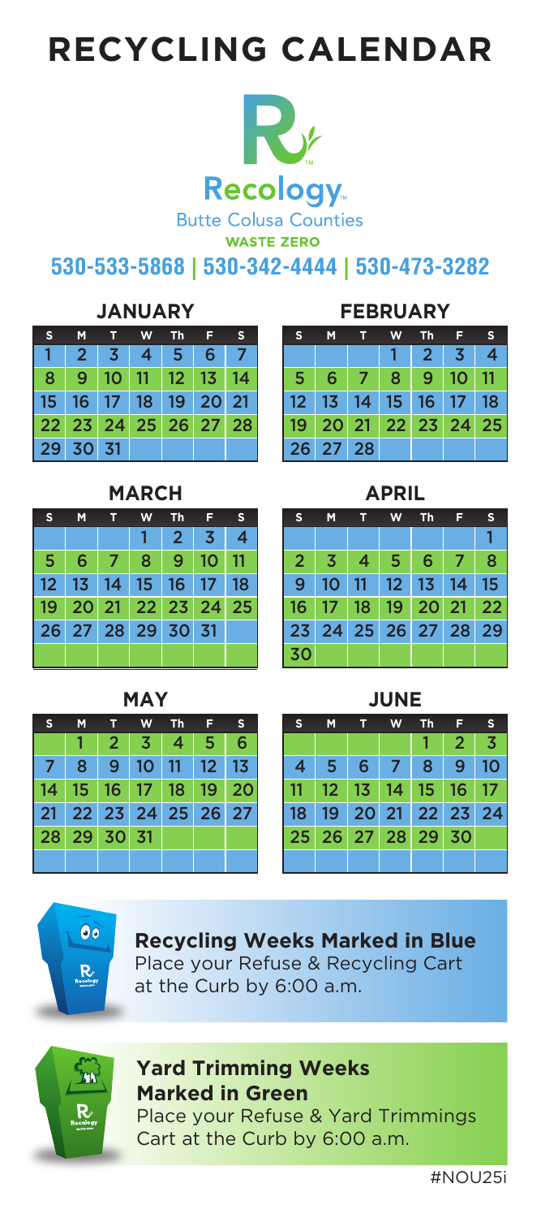# RECYCLING CALENDAR

Recology™

Butte Colusa Counties

WASTE ZERO

**530-533-5868 | 530-342-4444 | 530-473-3282**

## JANUARY

| S | M | T | W | Th | F | S |
|---|---|---|---|---|---|---|
| 1 | 2 | 3 | 4 | 5 | 6 | 7 |
| 8 | 9 | 10 | 11 | 12 | 13 | 14 |
| 15 | 16 | 17 | 18 | 19 | 20 | 21 |
| 22 | 23 | 24 | 25 | 26 | 27 | 28 |
| 29 | 30 | 31 | | | | |

## FEBRUARY

| S | M | T | W | Th | F | S |
|---|---|---|---|---|---|---|
| | | | 1 | 2 | 3 | 4 |
| 5 | 6 | 7 | 8 | 9 | 10 | 11 |
| 12 | 13 | 14 | 15 | 16 | 17 | 18 |
| 19 | 20 | 21 | 22 | 23 | 24 | 25 |
| 26 | 27 | 28 | | | | |

## MARCH

| S | M | T | W | Th | F | S |
|---|---|---|---|---|---|---|
| | | | 1 | 2 | 3 | 4 |
| 5 | 6 | 7 | 8 | 9 | 10 | 11 |
| 12 | 13 | 14 | 15 | 16 | 17 | 18 |
| 19 | 20 | 21 | 22 | 23 | 24 | 25 |
| 26 | 27 | 28 | 29 | 30 | 31 | |

## APRIL

| S | M | T | W | Th | F | S |
|---|---|---|---|---|---|---|
| | | | | | | 1 |
| 2 | 3 | 4 | 5 | 6 | 7 | 8 |
| 9 | 10 | 11 | 12 | 13 | 14 | 15 |
| 16 | 17 | 18 | 19 | 20 | 21 | 22 |
| 23 | 24 | 25 | 26 | 27 | 28 | 29 |
| 30 | | | | | | |

## MAY

| S | M | T | W | Th | F | S |
|---|---|---|---|---|---|---|
| | 1 | 2 | 3 | 4 | 5 | 6 |
| 7 | 8 | 9 | 10 | 11 | 12 | 13 |
| 14 | 15 | 16 | 17 | 18 | 19 | 20 |
| 21 | 22 | 23 | 24 | 25 | 26 | 27 |
| 28 | 29 | 30 | 31 | | | |

## JUNE

| S | M | T | W | Th | F | S |
|---|---|---|---|---|---|---|
| | | | | 1 | 2 | 3 |
| 4 | 5 | 6 | 7 | 8 | 9 | 10 |
| 11 | 12 | 13 | 14 | 15 | 16 | 17 |
| 18 | 19 | 20 | 21 | 22 | 23 | 24 |
| 25 | 26 | 27 | 28 | 29 | 30 | |

**Recycling Weeks Marked in Blue**
Place your Refuse & Recycling Cart at the Curb by 6:00 a.m.

**Yard Trimming Weeks Marked in Green**
Place your Refuse & Yard Trimmings Cart at the Curb by 6:00 a.m.

#NOU25i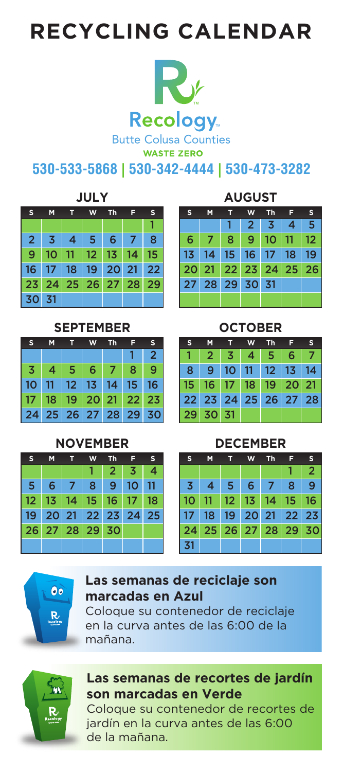# RECYCLING CALENDAR

Recology™

Butte Colusa Counties

**WASTE ZERO**

**530-533-5868 | 530-342-4444 | 530-473-3282**

## JULY

| S | M | T | W | Th | F | S |
|---|---|---|---|---|---|---|
| | | | | | | 1 |
| 2 | 3 | 4 | 5 | 6 | 7 | 8 |
| 9 | 10 | 11 | 12 | 13 | 14 | 15 |
| 16 | 17 | 18 | 19 | 20 | 21 | 22 |
| 23 | 24 | 25 | 26 | 27 | 28 | 29 |
| 30 | 31 | | | | | |

## AUGUST

| S | M | T | W | Th | F | S |
|---|---|---|---|---|---|---|
| | | 1 | 2 | 3 | 4 | 5 |
| 6 | 7 | 8 | 9 | 10 | 11 | 12 |
| 13 | 14 | 15 | 16 | 17 | 18 | 19 |
| 20 | 21 | 22 | 23 | 24 | 25 | 26 |
| 27 | 28 | 29 | 30 | 31 | | |

## SEPTEMBER

| S | M | T | W | Th | F | S |
|---|---|---|---|---|---|---|
| | | | | | 1 | 2 |
| 3 | 4 | 5 | 6 | 7 | 8 | 9 |
| 10 | 11 | 12 | 13 | 14 | 15 | 16 |
| 17 | 18 | 19 | 20 | 21 | 22 | 23 |
| 24 | 25 | 26 | 27 | 28 | 29 | 30 |

## OCTOBER

| S | M | T | W | Th | F | S |
|---|---|---|---|---|---|---|
| 1 | 2 | 3 | 4 | 5 | 6 | 7 |
| 8 | 9 | 10 | 11 | 12 | 13 | 14 |
| 15 | 16 | 17 | 18 | 19 | 20 | 21 |
| 22 | 23 | 24 | 25 | 26 | 27 | 28 |
| 29 | 30 | 31 | | | | |

## NOVEMBER

| S | M | T | W | Th | F | S |
|---|---|---|---|---|---|---|
| | | | 1 | 2 | 3 | 4 |
| 5 | 6 | 7 | 8 | 9 | 10 | 11 |
| 12 | 13 | 14 | 15 | 16 | 17 | 18 |
| 19 | 20 | 21 | 22 | 23 | 24 | 25 |
| 26 | 27 | 28 | 29 | 30 | | |

## DECEMBER

| S | M | T | W | Th | F | S |
|---|---|---|---|---|---|---|
| | | | | | 1 | 2 |
| 3 | 4 | 5 | 6 | 7 | 8 | 9 |
| 10 | 11 | 12 | 13 | 14 | 15 | 16 |
| 17 | 18 | 19 | 20 | 21 | 22 | 23 |
| 24 | 25 | 26 | 27 | 28 | 29 | 30 |
| 31 | | | | | | |

**Las semanas de reciclaje son marcadas en Azul**

Coloque su contenedor de reciclaje en la curva antes de las 6:00 de la mañana.

**Las semanas de recortes de jardín son marcadas en Verde**

Coloque su contenedor de recortes de jardín en la curva antes de las 6:00 de la mañana.